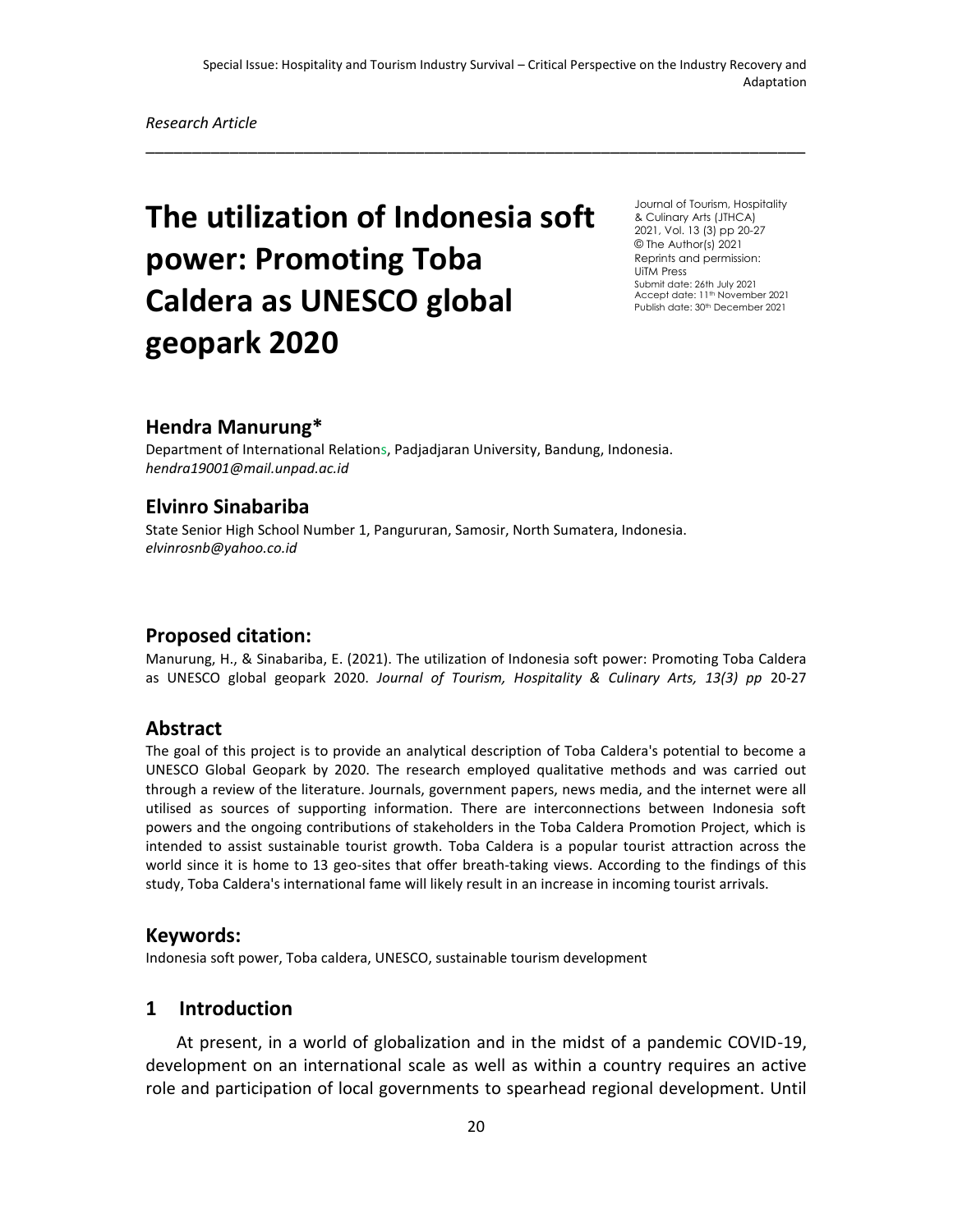Special Issue: Hospitality and Tourism Industry Survival – Critical Perspective on the Industry Recovery and Adaptation

*Research Article*

# The utilization of Indonesia soft power: Promoting Toba Caldera as UNESCO global geopark 2020

Journal of Tourism, Hospitality & Culinary Arts (JTHCA)
2021, Vol. 13 (3) pp 20-27
© The Author(s) 2021
Reprints and permission: UiTM Press
Submit date: 26th July 2021
Accept date: 11th November 2021
Publish date: 30th December 2021

## Hendra Manurung*

Department of International Relations, Padjadjaran University, Bandung, Indonesia.
*hendra19001@mail.unpad.ac.id*

## Elvinro Sinabariba

State Senior High School Number 1, Pangururan, Samosir, North Sumatera, Indonesia.
*elvinrosnb@yahoo.co.id*

## Proposed citation:

Manurung, H., & Sinabariba, E. (2021). The utilization of Indonesia soft power: Promoting Toba Caldera as UNESCO global geopark 2020. *Journal of Tourism, Hospitality & Culinary Arts, 13(3) pp* 20-27

## Abstract

The goal of this project is to provide an analytical description of Toba Caldera's potential to become a UNESCO Global Geopark by 2020. The research employed qualitative methods and was carried out through a review of the literature. Journals, government papers, news media, and the internet were all utilised as sources of supporting information. There are interconnections between Indonesia soft powers and the ongoing contributions of stakeholders in the Toba Caldera Promotion Project, which is intended to assist sustainable tourist growth. Toba Caldera is a popular tourist attraction across the world since it is home to 13 geo-sites that offer breath-taking views. According to the findings of this study, Toba Caldera's international fame will likely result in an increase in incoming tourist arrivals.

## Keywords:

Indonesia soft power, Toba caldera, UNESCO, sustainable tourism development

## 1 Introduction

At present, in a world of globalization and in the midst of a pandemic COVID-19, development on an international scale as well as within a country requires an active role and participation of local governments to spearhead regional development. Until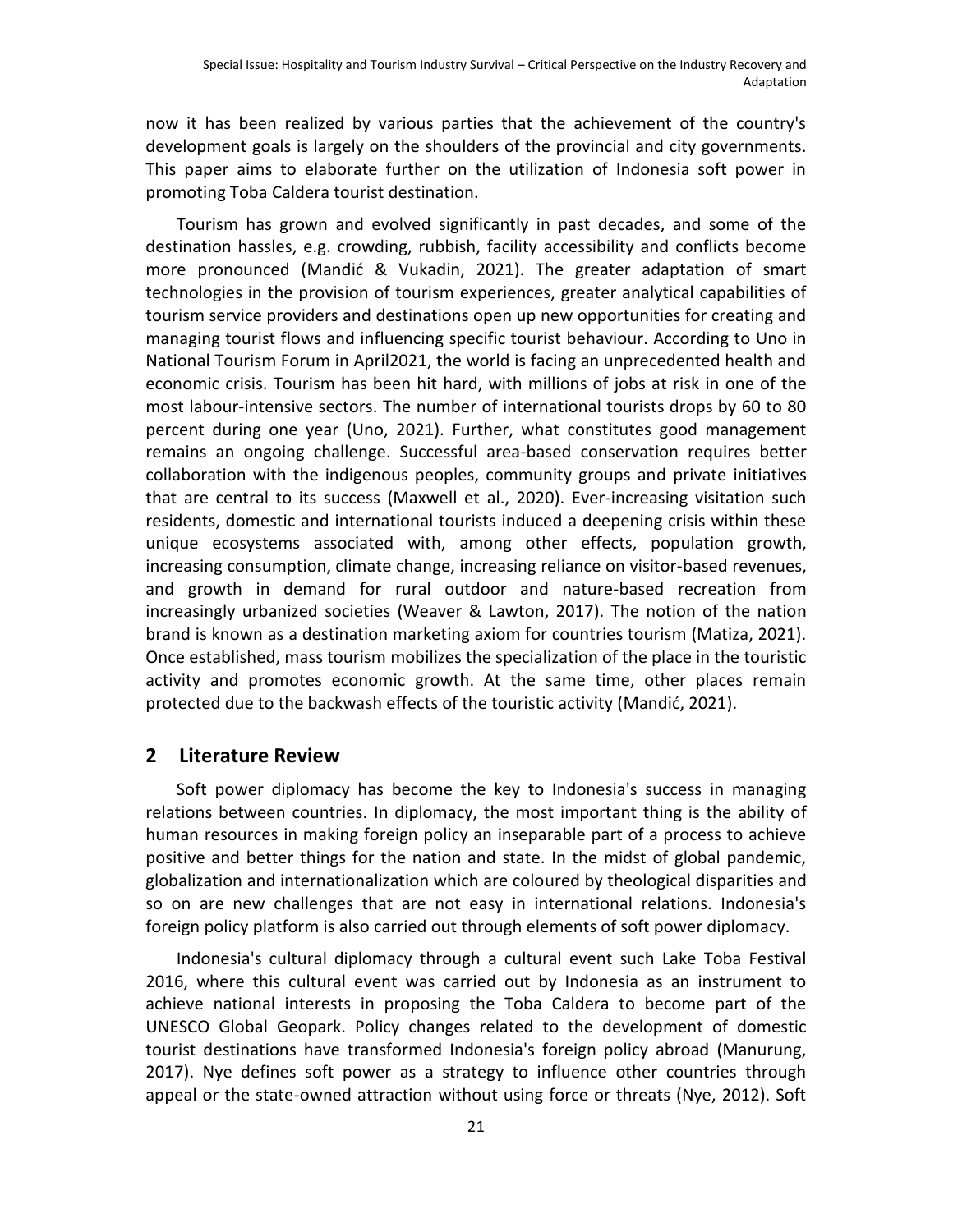now it has been realized by various parties that the achievement of the country's development goals is largely on the shoulders of the provincial and city governments. This paper aims to elaborate further on the utilization of Indonesia soft power in promoting Toba Caldera tourist destination.

Tourism has grown and evolved significantly in past decades, and some of the destination hassles, e.g. crowding, rubbish, facility accessibility and conflicts become more pronounced (Mandić & Vukadin, 2021). The greater adaptation of smart technologies in the provision of tourism experiences, greater analytical capabilities of tourism service providers and destinations open up new opportunities for creating and managing tourist flows and influencing specific tourist behaviour. According to Uno in National Tourism Forum in April2021, the world is facing an unprecedented health and economic crisis. Tourism has been hit hard, with millions of jobs at risk in one of the most labour-intensive sectors. The number of international tourists drops by 60 to 80 percent during one year (Uno, 2021). Further, what constitutes good management remains an ongoing challenge. Successful area-based conservation requires better collaboration with the indigenous peoples, community groups and private initiatives that are central to its success (Maxwell et al., 2020). Ever-increasing visitation such residents, domestic and international tourists induced a deepening crisis within these unique ecosystems associated with, among other effects, population growth, increasing consumption, climate change, increasing reliance on visitor-based revenues, and growth in demand for rural outdoor and nature-based recreation from increasingly urbanized societies (Weaver & Lawton, 2017). The notion of the nation brand is known as a destination marketing axiom for countries tourism (Matiza, 2021). Once established, mass tourism mobilizes the specialization of the place in the touristic activity and promotes economic growth. At the same time, other places remain protected due to the backwash effects of the touristic activity (Mandić, 2021).

## 2 Literature Review

Soft power diplomacy has become the key to Indonesia's success in managing relations between countries. In diplomacy, the most important thing is the ability of human resources in making foreign policy an inseparable part of a process to achieve positive and better things for the nation and state. In the midst of global pandemic, globalization and internationalization which are coloured by theological disparities and so on are new challenges that are not easy in international relations. Indonesia's foreign policy platform is also carried out through elements of soft power diplomacy.

Indonesia's cultural diplomacy through a cultural event such Lake Toba Festival 2016, where this cultural event was carried out by Indonesia as an instrument to achieve national interests in proposing the Toba Caldera to become part of the UNESCO Global Geopark. Policy changes related to the development of domestic tourist destinations have transformed Indonesia's foreign policy abroad (Manurung, 2017). Nye defines soft power as a strategy to influence other countries through appeal or the state-owned attraction without using force or threats (Nye, 2012). Soft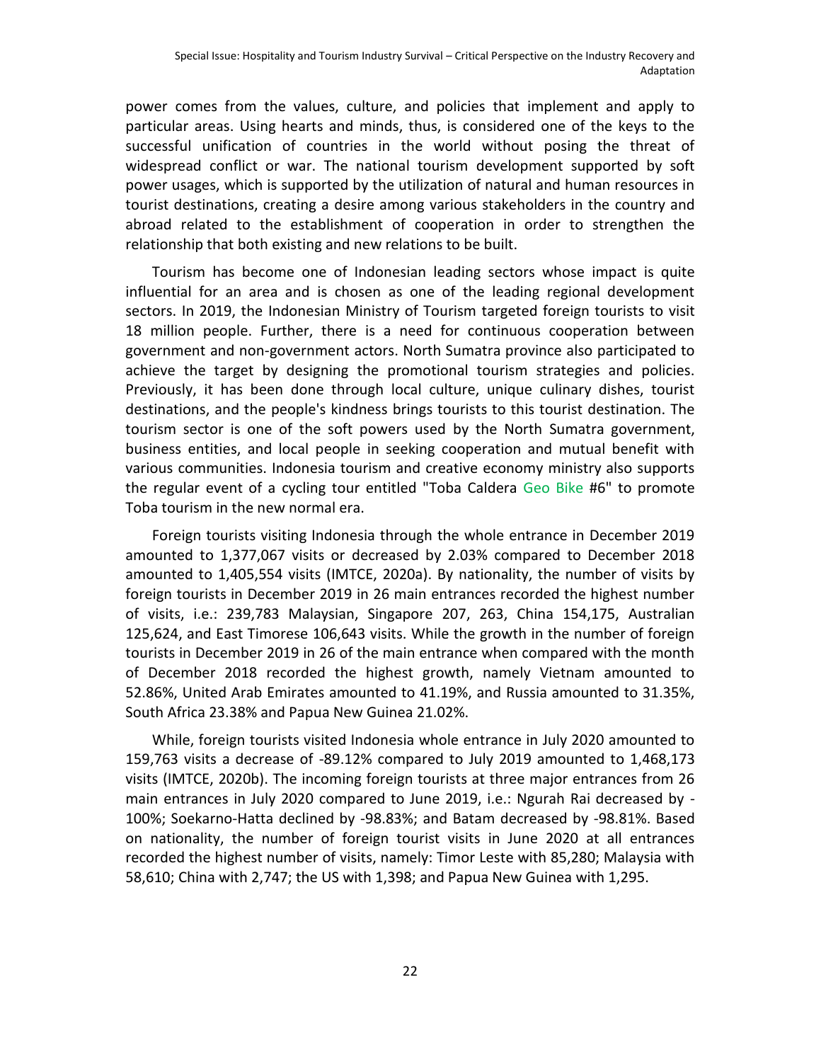power comes from the values, culture, and policies that implement and apply to particular areas. Using hearts and minds, thus, is considered one of the keys to the successful unification of countries in the world without posing the threat of widespread conflict or war. The national tourism development supported by soft power usages, which is supported by the utilization of natural and human resources in tourist destinations, creating a desire among various stakeholders in the country and abroad related to the establishment of cooperation in order to strengthen the relationship that both existing and new relations to be built.

Tourism has become one of Indonesian leading sectors whose impact is quite influential for an area and is chosen as one of the leading regional development sectors. In 2019, the Indonesian Ministry of Tourism targeted foreign tourists to visit 18 million people. Further, there is a need for continuous cooperation between government and non-government actors. North Sumatra province also participated to achieve the target by designing the promotional tourism strategies and policies. Previously, it has been done through local culture, unique culinary dishes, tourist destinations, and the people's kindness brings tourists to this tourist destination. The tourism sector is one of the soft powers used by the North Sumatra government, business entities, and local people in seeking cooperation and mutual benefit with various communities. Indonesia tourism and creative economy ministry also supports the regular event of a cycling tour entitled "Toba Caldera Geo Bike #6" to promote Toba tourism in the new normal era.

Foreign tourists visiting Indonesia through the whole entrance in December 2019 amounted to 1,377,067 visits or decreased by 2.03% compared to December 2018 amounted to 1,405,554 visits (IMTCE, 2020a). By nationality, the number of visits by foreign tourists in December 2019 in 26 main entrances recorded the highest number of visits, i.e.: 239,783 Malaysian, Singapore 207, 263, China 154,175, Australian 125,624, and East Timorese 106,643 visits. While the growth in the number of foreign tourists in December 2019 in 26 of the main entrance when compared with the month of December 2018 recorded the highest growth, namely Vietnam amounted to 52.86%, United Arab Emirates amounted to 41.19%, and Russia amounted to 31.35%, South Africa 23.38% and Papua New Guinea 21.02%.

While, foreign tourists visited Indonesia whole entrance in July 2020 amounted to 159,763 visits a decrease of -89.12% compared to July 2019 amounted to 1,468,173 visits (IMTCE, 2020b). The incoming foreign tourists at three major entrances from 26 main entrances in July 2020 compared to June 2019, i.e.: Ngurah Rai decreased by -100%; Soekarno-Hatta declined by -98.83%; and Batam decreased by -98.81%. Based on nationality, the number of foreign tourist visits in June 2020 at all entrances recorded the highest number of visits, namely: Timor Leste with 85,280; Malaysia with 58,610; China with 2,747; the US with 1,398; and Papua New Guinea with 1,295.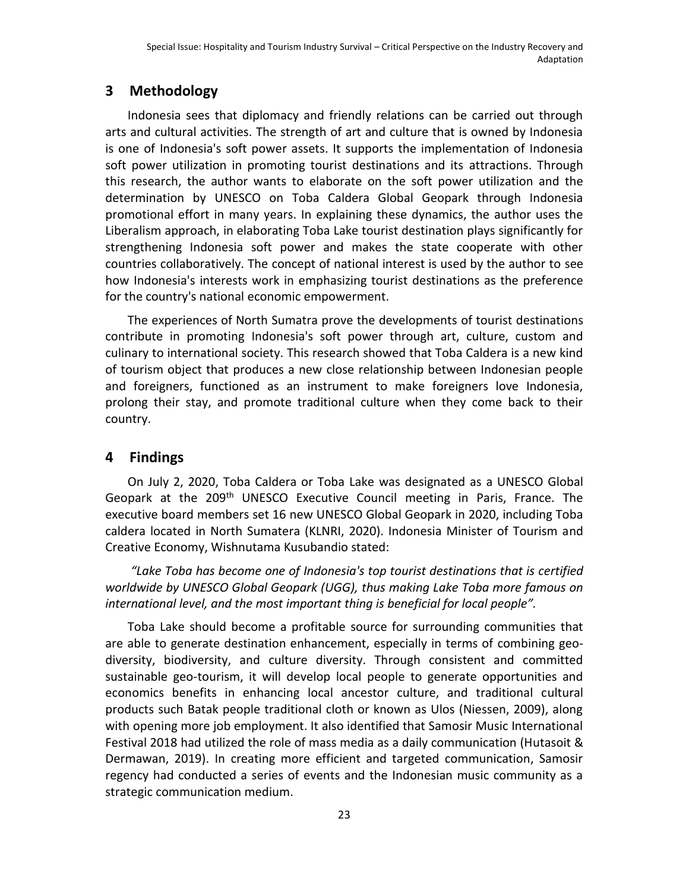## 3 Methodology

Indonesia sees that diplomacy and friendly relations can be carried out through arts and cultural activities. The strength of art and culture that is owned by Indonesia is one of Indonesia's soft power assets. It supports the implementation of Indonesia soft power utilization in promoting tourist destinations and its attractions. Through this research, the author wants to elaborate on the soft power utilization and the determination by UNESCO on Toba Caldera Global Geopark through Indonesia promotional effort in many years. In explaining these dynamics, the author uses the Liberalism approach, in elaborating Toba Lake tourist destination plays significantly for strengthening Indonesia soft power and makes the state cooperate with other countries collaboratively. The concept of national interest is used by the author to see how Indonesia's interests work in emphasizing tourist destinations as the preference for the country's national economic empowerment.

The experiences of North Sumatra prove the developments of tourist destinations contribute in promoting Indonesia's soft power through art, culture, custom and culinary to international society. This research showed that Toba Caldera is a new kind of tourism object that produces a new close relationship between Indonesian people and foreigners, functioned as an instrument to make foreigners love Indonesia, prolong their stay, and promote traditional culture when they come back to their country.

## 4 Findings

On July 2, 2020, Toba Caldera or Toba Lake was designated as a UNESCO Global Geopark at the 209th UNESCO Executive Council meeting in Paris, France. The executive board members set 16 new UNESCO Global Geopark in 2020, including Toba caldera located in North Sumatera (KLNRI, 2020). Indonesia Minister of Tourism and Creative Economy, Wishnutama Kusubandio stated:

*"Lake Toba has become one of Indonesia's top tourist destinations that is certified worldwide by UNESCO Global Geopark (UGG), thus making Lake Toba more famous on international level, and the most important thing is beneficial for local people".*

Toba Lake should become a profitable source for surrounding communities that are able to generate destination enhancement, especially in terms of combining geo-diversity, biodiversity, and culture diversity. Through consistent and committed sustainable geo-tourism, it will develop local people to generate opportunities and economics benefits in enhancing local ancestor culture, and traditional cultural products such Batak people traditional cloth or known as Ulos (Niessen, 2009), along with opening more job employment. It also identified that Samosir Music International Festival 2018 had utilized the role of mass media as a daily communication (Hutasoit & Dermawan, 2019). In creating more efficient and targeted communication, Samosir regency had conducted a series of events and the Indonesian music community as a strategic communication medium.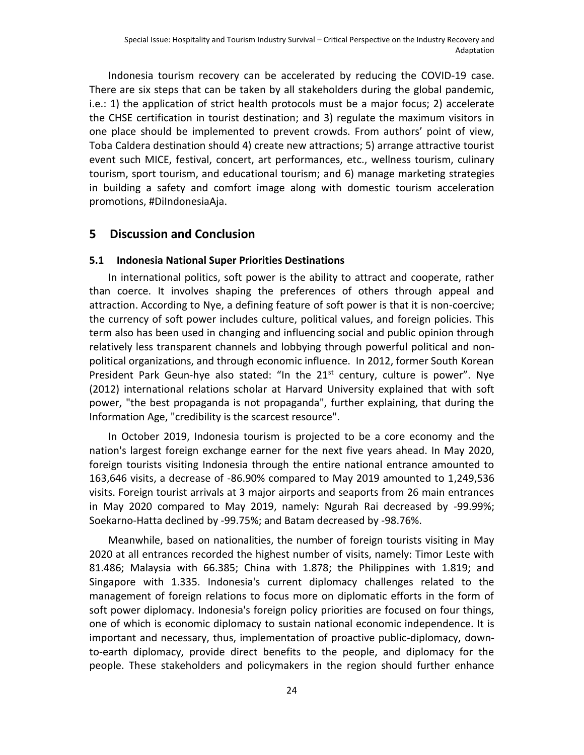Indonesia tourism recovery can be accelerated by reducing the COVID-19 case. There are six steps that can be taken by all stakeholders during the global pandemic, i.e.: 1) the application of strict health protocols must be a major focus; 2) accelerate the CHSE certification in tourist destination; and 3) regulate the maximum visitors in one place should be implemented to prevent crowds. From authors' point of view, Toba Caldera destination should 4) create new attractions; 5) arrange attractive tourist event such MICE, festival, concert, art performances, etc., wellness tourism, culinary tourism, sport tourism, and educational tourism; and 6) manage marketing strategies in building a safety and comfort image along with domestic tourism acceleration promotions, #DiIndonesiaAja.

## 5 Discussion and Conclusion

### 5.1 Indonesia National Super Priorities Destinations

In international politics, soft power is the ability to attract and cooperate, rather than coerce. It involves shaping the preferences of others through appeal and attraction. According to Nye, a defining feature of soft power is that it is non-coercive; the currency of soft power includes culture, political values, and foreign policies. This term also has been used in changing and influencing social and public opinion through relatively less transparent channels and lobbying through powerful political and non-political organizations, and through economic influence. In 2012, former South Korean President Park Geun-hye also stated: "In the 21st century, culture is power". Nye (2012) international relations scholar at Harvard University explained that with soft power, "the best propaganda is not propaganda", further explaining, that during the Information Age, "credibility is the scarcest resource".

In October 2019, Indonesia tourism is projected to be a core economy and the nation's largest foreign exchange earner for the next five years ahead. In May 2020, foreign tourists visiting Indonesia through the entire national entrance amounted to 163,646 visits, a decrease of -86.90% compared to May 2019 amounted to 1,249,536 visits. Foreign tourist arrivals at 3 major airports and seaports from 26 main entrances in May 2020 compared to May 2019, namely: Ngurah Rai decreased by -99.99%; Soekarno-Hatta declined by -99.75%; and Batam decreased by -98.76%.

Meanwhile, based on nationalities, the number of foreign tourists visiting in May 2020 at all entrances recorded the highest number of visits, namely: Timor Leste with 81.486; Malaysia with 66.385; China with 1.878; the Philippines with 1.819; and Singapore with 1.335. Indonesia's current diplomacy challenges related to the management of foreign relations to focus more on diplomatic efforts in the form of soft power diplomacy. Indonesia's foreign policy priorities are focused on four things, one of which is economic diplomacy to sustain national economic independence. It is important and necessary, thus, implementation of proactive public-diplomacy, down-to-earth diplomacy, provide direct benefits to the people, and diplomacy for the people. These stakeholders and policymakers in the region should further enhance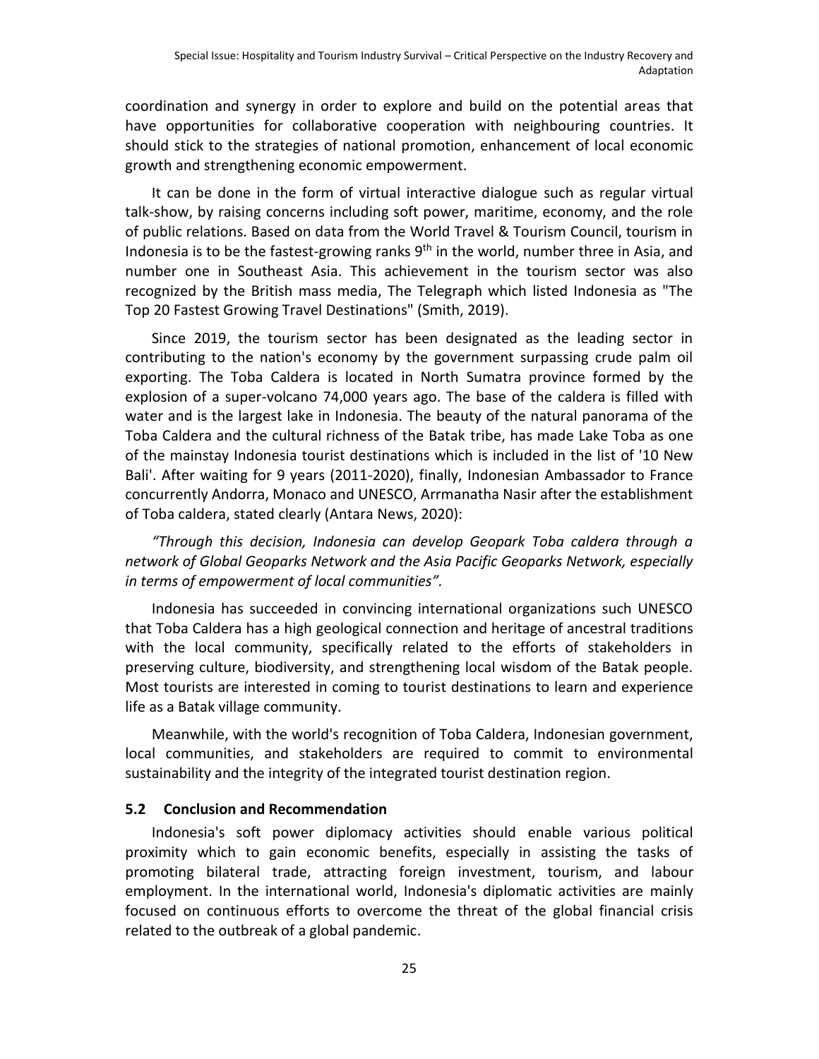coordination and synergy in order to explore and build on the potential areas that have opportunities for collaborative cooperation with neighbouring countries. It should stick to the strategies of national promotion, enhancement of local economic growth and strengthening economic empowerment.

It can be done in the form of virtual interactive dialogue such as regular virtual talk-show, by raising concerns including soft power, maritime, economy, and the role of public relations. Based on data from the World Travel & Tourism Council, tourism in Indonesia is to be the fastest-growing ranks 9th in the world, number three in Asia, and number one in Southeast Asia. This achievement in the tourism sector was also recognized by the British mass media, The Telegraph which listed Indonesia as "The Top 20 Fastest Growing Travel Destinations" (Smith, 2019).

Since 2019, the tourism sector has been designated as the leading sector in contributing to the nation's economy by the government surpassing crude palm oil exporting. The Toba Caldera is located in North Sumatra province formed by the explosion of a super-volcano 74,000 years ago. The base of the caldera is filled with water and is the largest lake in Indonesia. The beauty of the natural panorama of the Toba Caldera and the cultural richness of the Batak tribe, has made Lake Toba as one of the mainstay Indonesia tourist destinations which is included in the list of '10 New Bali'. After waiting for 9 years (2011-2020), finally, Indonesian Ambassador to France concurrently Andorra, Monaco and UNESCO, Arrmanatha Nasir after the establishment of Toba caldera, stated clearly (Antara News, 2020):

*"Through this decision, Indonesia can develop Geopark Toba caldera through a network of Global Geoparks Network and the Asia Pacific Geoparks Network, especially in terms of empowerment of local communities".*

Indonesia has succeeded in convincing international organizations such UNESCO that Toba Caldera has a high geological connection and heritage of ancestral traditions with the local community, specifically related to the efforts of stakeholders in preserving culture, biodiversity, and strengthening local wisdom of the Batak people. Most tourists are interested in coming to tourist destinations to learn and experience life as a Batak village community.

Meanwhile, with the world's recognition of Toba Caldera, Indonesian government, local communities, and stakeholders are required to commit to environmental sustainability and the integrity of the integrated tourist destination region.

### 5.2 Conclusion and Recommendation

Indonesia's soft power diplomacy activities should enable various political proximity which to gain economic benefits, especially in assisting the tasks of promoting bilateral trade, attracting foreign investment, tourism, and labour employment. In the international world, Indonesia's diplomatic activities are mainly focused on continuous efforts to overcome the threat of the global financial crisis related to the outbreak of a global pandemic.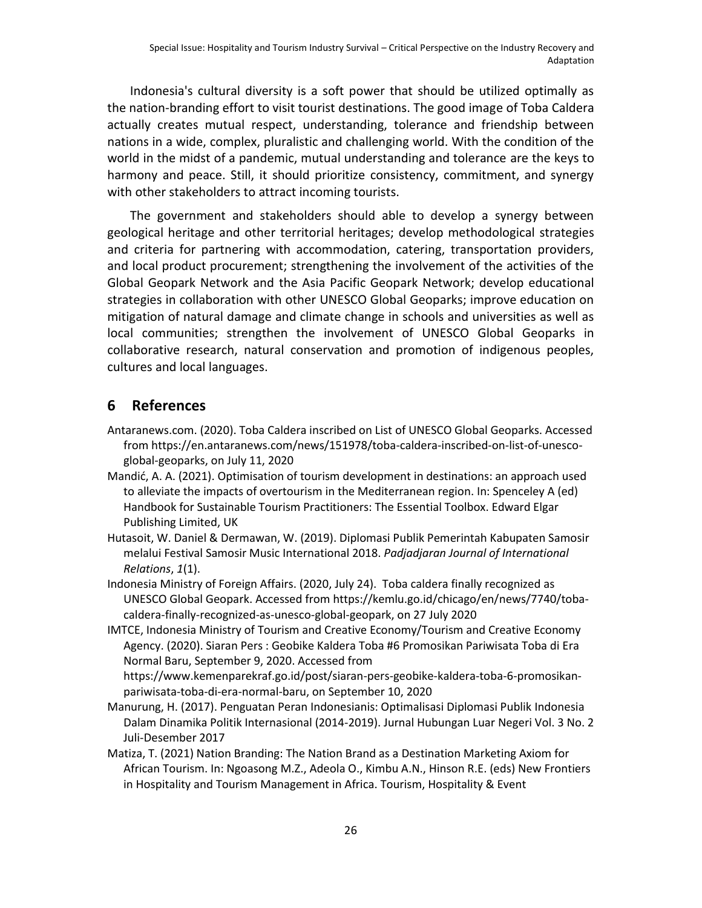Indonesia's cultural diversity is a soft power that should be utilized optimally as the nation-branding effort to visit tourist destinations. The good image of Toba Caldera actually creates mutual respect, understanding, tolerance and friendship between nations in a wide, complex, pluralistic and challenging world. With the condition of the world in the midst of a pandemic, mutual understanding and tolerance are the keys to harmony and peace. Still, it should prioritize consistency, commitment, and synergy with other stakeholders to attract incoming tourists.

The government and stakeholders should able to develop a synergy between geological heritage and other territorial heritages; develop methodological strategies and criteria for partnering with accommodation, catering, transportation providers, and local product procurement; strengthening the involvement of the activities of the Global Geopark Network and the Asia Pacific Geopark Network; develop educational strategies in collaboration with other UNESCO Global Geoparks; improve education on mitigation of natural damage and climate change in schools and universities as well as local communities; strengthen the involvement of UNESCO Global Geoparks in collaborative research, natural conservation and promotion of indigenous peoples, cultures and local languages.

## 6 References

Antaranews.com. (2020). Toba Caldera inscribed on List of UNESCO Global Geoparks. Accessed from https://en.antaranews.com/news/151978/toba-caldera-inscribed-on-list-of-unesco-global-geoparks, on July 11, 2020

Mandić, A. A. (2021). Optimisation of tourism development in destinations: an approach used to alleviate the impacts of overtourism in the Mediterranean region. In: Spenceley A (ed) Handbook for Sustainable Tourism Practitioners: The Essential Toolbox. Edward Elgar Publishing Limited, UK

Hutasoit, W. Daniel & Dermawan, W. (2019). Diplomasi Publik Pemerintah Kabupaten Samosir melalui Festival Samosir Music International 2018. *Padjadjaran Journal of International Relations*, *1*(1).

Indonesia Ministry of Foreign Affairs. (2020, July 24). Toba caldera finally recognized as UNESCO Global Geopark. Accessed from https://kemlu.go.id/chicago/en/news/7740/toba-caldera-finally-recognized-as-unesco-global-geopark, on 27 July 2020

IMTCE, Indonesia Ministry of Tourism and Creative Economy/Tourism and Creative Economy Agency. (2020). Siaran Pers : Geobike Kaldera Toba #6 Promosikan Pariwisata Toba di Era Normal Baru, September 9, 2020. Accessed from https://www.kemenparekraf.go.id/post/siaran-pers-geobike-kaldera-toba-6-promosikan-pariwisata-toba-di-era-normal-baru, on September 10, 2020

Manurung, H. (2017). Penguatan Peran Indonesianis: Optimalisasi Diplomasi Publik Indonesia Dalam Dinamika Politik Internasional (2014-2019). Jurnal Hubungan Luar Negeri Vol. 3 No. 2 Juli-Desember 2017

Matiza, T. (2021) Nation Branding: The Nation Brand as a Destination Marketing Axiom for African Tourism. In: Ngoasong M.Z., Adeola O., Kimbu A.N., Hinson R.E. (eds) New Frontiers in Hospitality and Tourism Management in Africa. Tourism, Hospitality & Event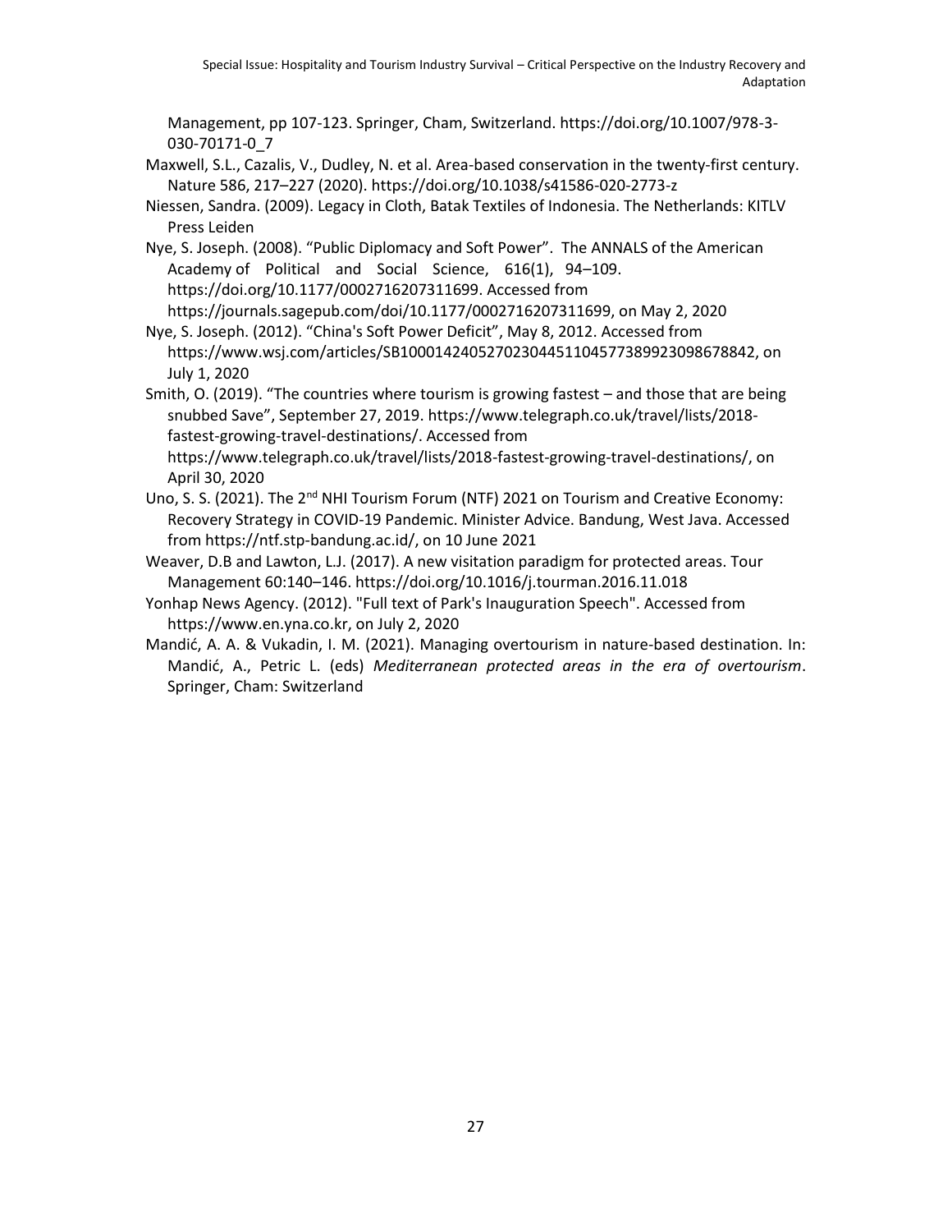Management, pp 107-123. Springer, Cham, Switzerland. https://doi.org/10.1007/978-3-030-70171-0_7

Maxwell, S.L., Cazalis, V., Dudley, N. et al. Area-based conservation in the twenty-first century. Nature 586, 217–227 (2020). https://doi.org/10.1038/s41586-020-2773-z

Niessen, Sandra. (2009). Legacy in Cloth, Batak Textiles of Indonesia. The Netherlands: KITLV Press Leiden

Nye, S. Joseph. (2008). "Public Diplomacy and Soft Power". The ANNALS of the American Academy of Political and Social Science, 616(1), 94–109. https://doi.org/10.1177/0002716207311699. Accessed from https://journals.sagepub.com/doi/10.1177/0002716207311699, on May 2, 2020

Nye, S. Joseph. (2012). "China's Soft Power Deficit", May 8, 2012. Accessed from https://www.wsj.com/articles/SB10001424052702304451104577389923098678842, on July 1, 2020

Smith, O. (2019). "The countries where tourism is growing fastest – and those that are being snubbed Save", September 27, 2019. https://www.telegraph.co.uk/travel/lists/2018-fastest-growing-travel-destinations/. Accessed from https://www.telegraph.co.uk/travel/lists/2018-fastest-growing-travel-destinations/, on April 30, 2020

Uno, S. S. (2021). The 2nd NHI Tourism Forum (NTF) 2021 on Tourism and Creative Economy: Recovery Strategy in COVID-19 Pandemic. Minister Advice. Bandung, West Java. Accessed from https://ntf.stp-bandung.ac.id/, on 10 June 2021

Weaver, D.B and Lawton, L.J. (2017). A new visitation paradigm for protected areas. Tour Management 60:140–146. https://doi.org/10.1016/j.tourman.2016.11.018

Yonhap News Agency. (2012). "Full text of Park's Inauguration Speech". Accessed from https://www.en.yna.co.kr, on July 2, 2020

Mandić, A. A. & Vukadin, I. M. (2021). Managing overtourism in nature-based destination. In: Mandić, A., Petric L. (eds) *Mediterranean protected areas in the era of overtourism*. Springer, Cham: Switzerland